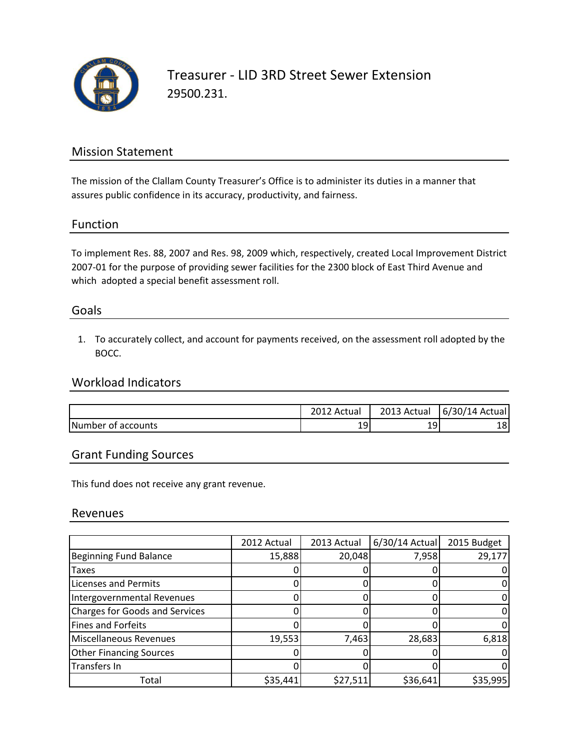# Treasurer - LID 3RD Street Sewer Extension

29500.231.

## Mission Statement

The mission of the Clallam County Treasurer's Office is to administer its duties in a manner that assures public confidence in its accuracy, productivity, and fairness.

## Function

To implement Res. 88, 2007 and Res. 98, 2009 which, respectively, created Local Improvement District 2007-01 for the purpose of providing sewer facilities for the 2300 block of East Third Avenue and which adopted a special benefit assessment roll.

## Goals

1. To accurately collect, and account for payments received, on the assessment roll adopted by the BOCC.

## Workload Indicators

| | 2012 Actual | 2013 Actual | 6/30/14 Actual |
|---|---|---|---|
| Number of accounts | 19 | 19 | 18 |

## Grant Funding Sources

This fund does not receive any grant revenue.

## Revenues

| | 2012 Actual | 2013 Actual | 6/30/14 Actual | 2015 Budget |
|---|---|---|---|---|
| Beginning Fund Balance | 15,888 | 20,048 | 7,958 | 29,177 |
| Taxes | 0 | 0 | 0 | 0 |
| Licenses and Permits | 0 | 0 | 0 | 0 |
| Intergovernmental Revenues | 0 | 0 | 0 | 0 |
| Charges for Goods and Services | 0 | 0 | 0 | 0 |
| Fines and Forfeits | 0 | 0 | 0 | 0 |
| Miscellaneous Revenues | 19,553 | 7,463 | 28,683 | 6,818 |
| Other Financing Sources | 0 | 0 | 0 | 0 |
| Transfers In | 0 | 0 | 0 | 0 |
| Total | $35,441 | $27,511 | $36,641 | $35,995 |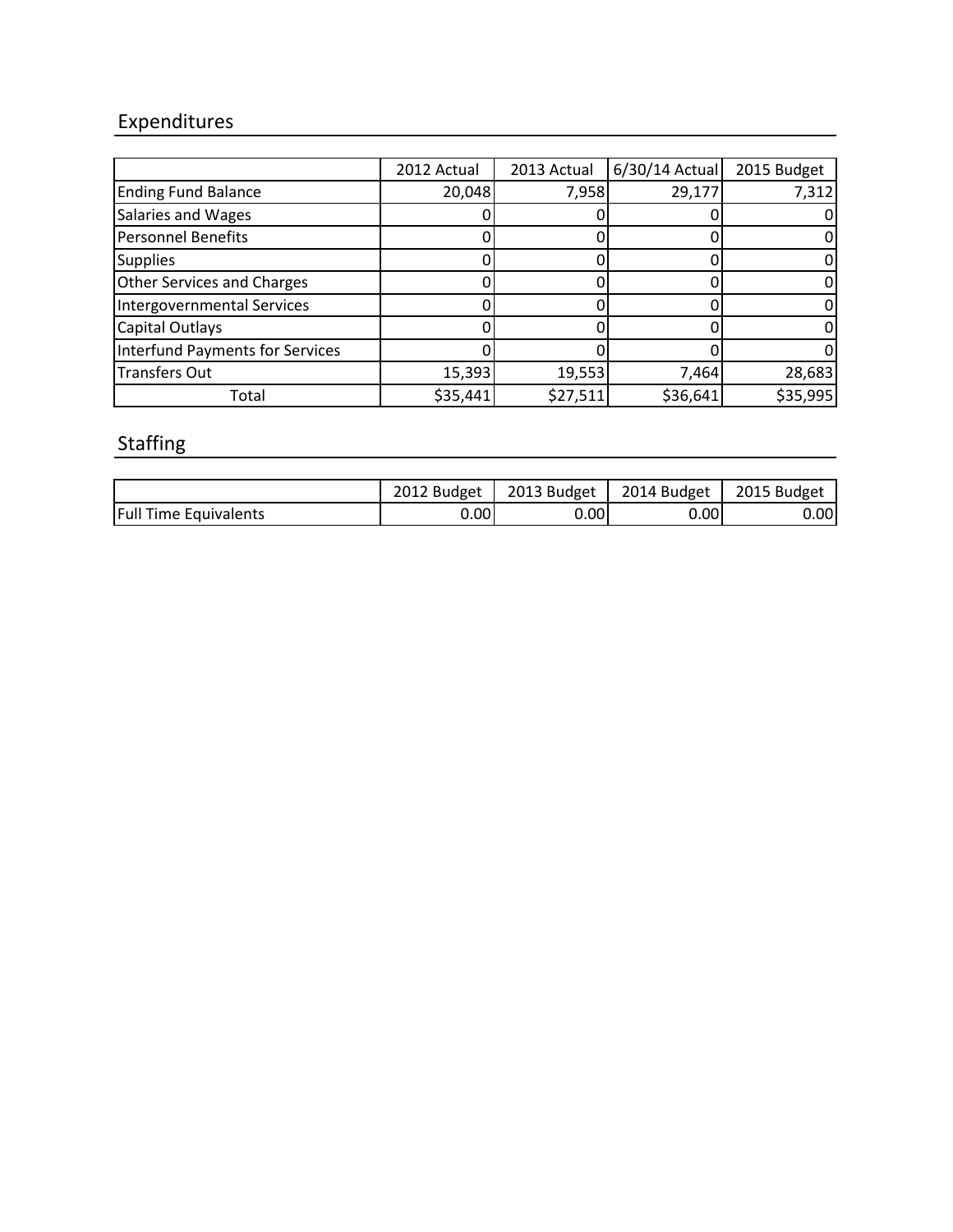## Expenditures

| | 2012 Actual | 2013 Actual | 6/30/14 Actual | 2015 Budget |
|---|---|---|---|---|
| Ending Fund Balance | 20,048 | 7,958 | 29,177 | 7,312 |
| Salaries and Wages | 0 | 0 | 0 | 0 |
| Personnel Benefits | 0 | 0 | 0 | 0 |
| Supplies | 0 | 0 | 0 | 0 |
| Other Services and Charges | 0 | 0 | 0 | 0 |
| Intergovernmental Services | 0 | 0 | 0 | 0 |
| Capital Outlays | 0 | 0 | 0 | 0 |
| Interfund Payments for Services | 0 | 0 | 0 | 0 |
| Transfers Out | 15,393 | 19,553 | 7,464 | 28,683 |
| Total | $35,441 | $27,511 | $36,641 | $35,995 |

## Staffing

| | 2012 Budget | 2013 Budget | 2014 Budget | 2015 Budget |
|---|---|---|---|---|
| Full Time Equivalents | 0.00 | 0.00 | 0.00 | 0.00 |